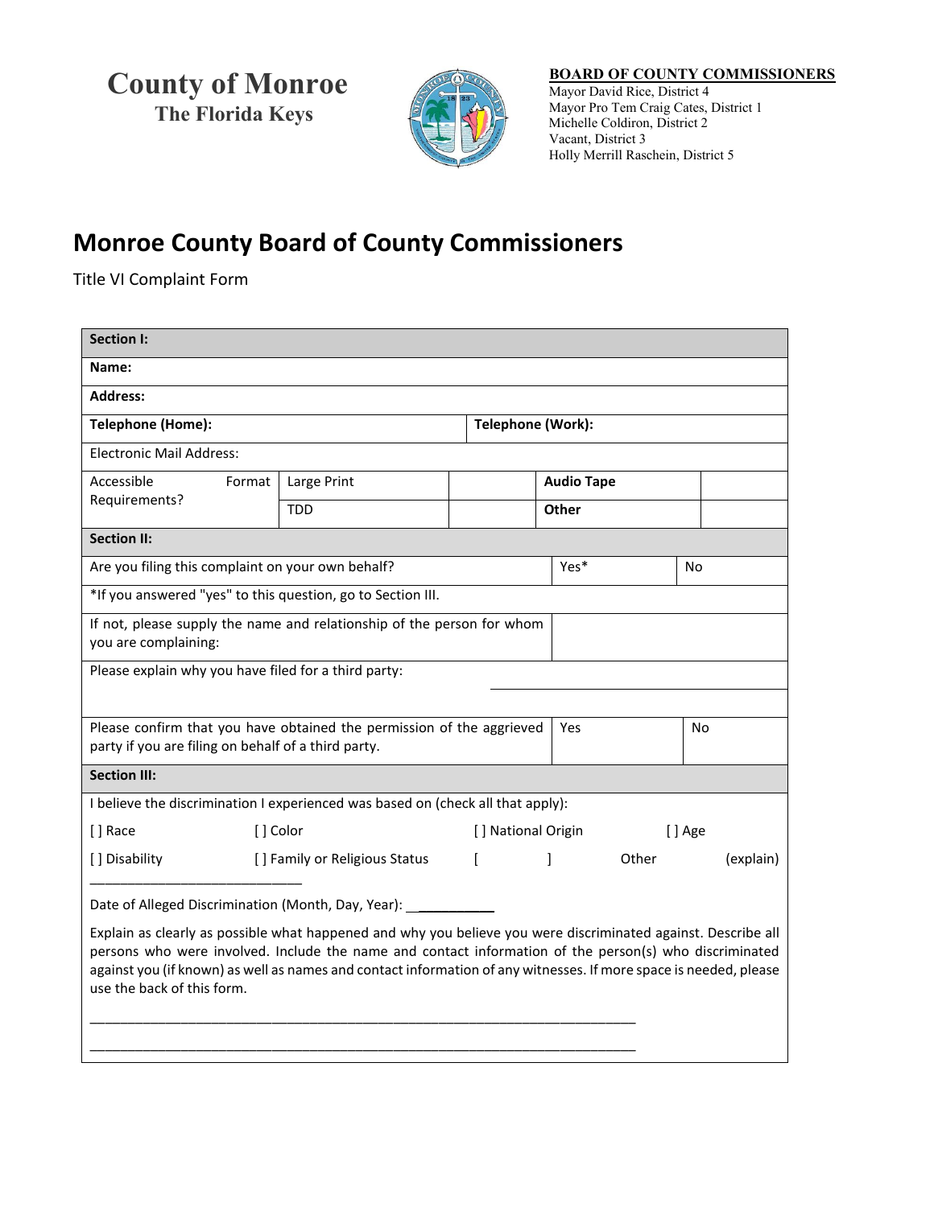# County of Monroe
## The Florida Keys

**BOARD OF COUNTY COMMISSIONERS**
Mayor David Rice, District 4
Mayor Pro Tem Craig Cates, District 1
Michelle Coldiron, District 2
Vacant, District 3
Holly Merrill Raschein, District 5

# Monroe County Board of County Commissioners

Title VI Complaint Form

| **Section I:** | | | | |
|---|---|---|---|---|
| **Name:** | | | | |
| **Address:** | | | | |
| **Telephone (Home):** | | | **Telephone (Work):** | |
| Electronic Mail Address: | | | | |
| Accessible Format Requirements? | Large Print | | **Audio Tape** | |
| | TDD | | **Other** | |

| **Section II:** | | |
|---|---|---|
| Are you filing this complaint on your own behalf? | Yes* | No |
| *If you answered "yes" to this question, go to Section III. | | |
| If not, please supply the name and relationship of the person for whom you are complaining: | | |
| Please explain why you have filed for a third party: | | |
| Please confirm that you have obtained the permission of the aggrieved party if you are filing on behalf of a third party. | Yes | No |

**Section III:**

I believe the discrimination I experienced was based on (check all that apply):

[ ] Race [ ] Color [ ] National Origin [ ] Age

[ ] Disability [ ] Family or Religious Status [ ] Other (explain) ___________________________

Date of Alleged Discrimination (Month, Day, Year): ___________

Explain as clearly as possible what happened and why you believe you were discriminated against. Describe all persons who were involved. Include the name and contact information of the person(s) who discriminated against you (if known) as well as names and contact information of any witnesses. If more space is needed, please use the back of this form.

___________________________________________________________________________

___________________________________________________________________________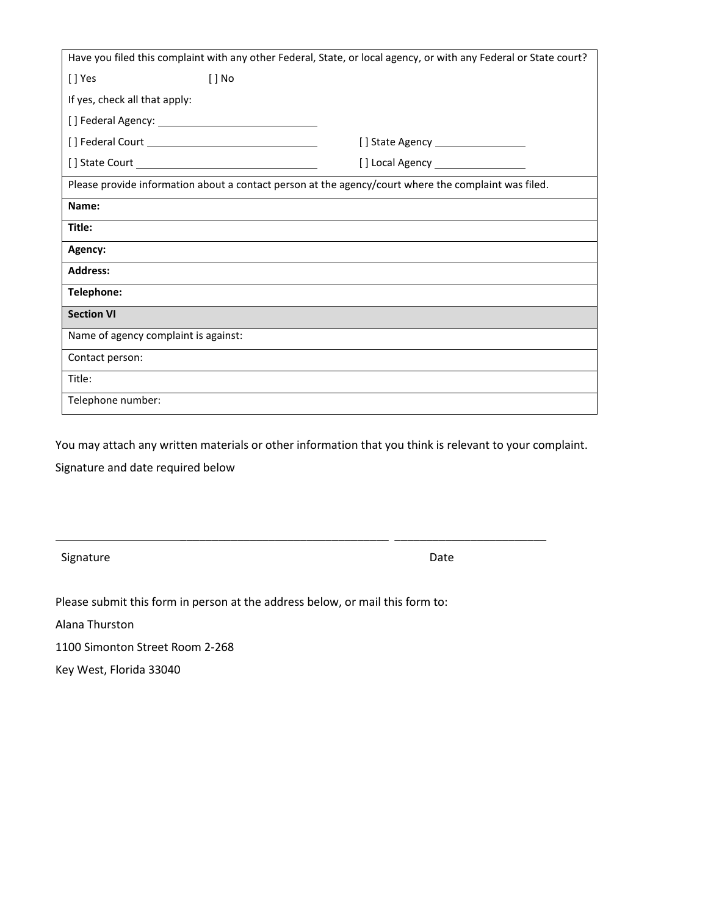| |
|---|
| Have you filed this complaint with any other Federal, State, or local agency, or with any Federal or State court? |
| [ ] Yes          [ ] No |
| If yes, check all that apply: |
| [ ] Federal Agency: ____________________ |
| [ ] Federal Court ____________________     [ ] State Agency ____________ |
| [ ] State Court ____________________     [ ] Local Agency ____________ |
| Please provide information about a contact person at the agency/court where the complaint was filed. |
| **Name:** |
| **Title:** |
| **Agency:** |
| **Address:** |
| **Telephone:** |
| **Section VI** |
| Name of agency complaint is against: |
| Contact person: |
| Title: |
| Telephone number: |

You may attach any written materials or other information that you think is relevant to your complaint.

Signature and date required below

_____________________________________________________ ________________________

Signature                                                                 Date

Please submit this form in person at the address below, or mail this form to:

Alana Thurston

1100 Simonton Street Room 2-268

Key West, Florida 33040